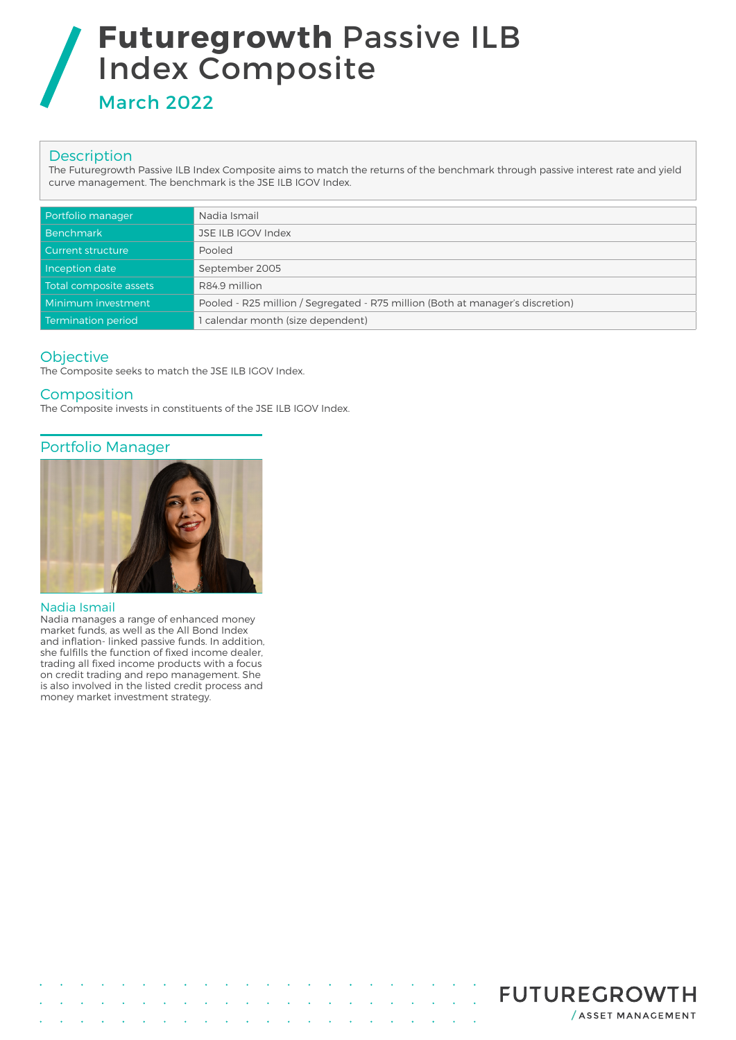# **Futuregrowth** Passive ILB Index Composite

## March 2022

## Description

The Futuregrowth Passive ILB Index Composite aims to match the returns of the benchmark through passive interest rate and yield curve management. The benchmark is the JSE ILB IGOV Index.

| | |
|---|---|
| Portfolio manager | Nadia Ismail |
| Benchmark | JSE ILB IGOV Index |
| Current structure | Pooled |
| Inception date | September 2005 |
| Total composite assets | R84.9 million |
| Minimum investment | Pooled - R25 million / Segregated - R75 million (Both at manager's discretion) |
| Termination period | 1 calendar month (size dependent) |

## Objective

The Composite seeks to match the JSE ILB IGOV Index.

## Composition

The Composite invests in constituents of the JSE ILB IGOV Index.

## Portfolio Manager

### Nadia Ismail

Nadia manages a range of enhanced money market funds, as well as the All Bond Index and inflation- linked passive funds. In addition, she fulfills the function of fixed income dealer, trading all fixed income products with a focus on credit trading and repo management. She is also involved in the listed credit process and money market investment strategy.

FUTUREGROWTH
/ ASSET MANAGEMENT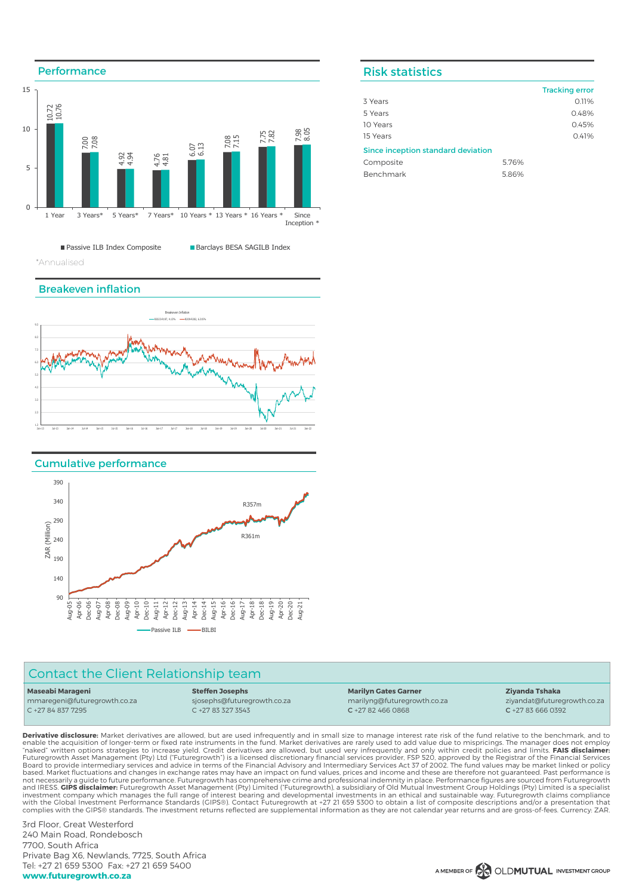## Performance

15
10
5
0

10.72 10.76
7.00 7.08
4.92 4.94
4.76 4.81
6.07 6.13
7.08 7.15
7.75 7.82
7.98 8.05

1 Year | 3 Years* | 5 Years* | 7 Years* | 10 Years * | 13 Years * | 16 Years * | Since Inception *

■ Passive ILB Index Composite ■ Barclays BESA SAGILB Index

*Annualised

## Risk statistics

| | Tracking error |
|---|---|
| 3 Years | 0.11% |
| 5 Years | 0.48% |
| 10 Years | 0.45% |
| 15 Years | 0.41% |

**Since inception standard deviation**

| | |
|---|---|
| Composite | 5.76% |
| Benchmark | 5.86% |

## Breakeven inflation

Breakeven Inflation

## Cumulative performance

390
340
290
240
190
140
90

ZAR (Million)

R357m

R361m

Aug-05, Apr-06, Dec-06, Aug-07, Apr-08, Dec-08, Aug-09, Apr-10, Dec-10, Aug-11, Apr-12, Dec-12, Aug-13, Apr-14, Dec-14, Aug-15, Apr-16, Dec-16, Aug-17, Apr-18, Dec-18, Aug-19, Apr-20, Dec-20, Aug-21

Passive ILB — BILBI

## Contact the Client Relationship team

**Maseabi Marageni**
mmaregeni@futuregrowth.co.za
C +27 84 837 7295

**Steffen Josephs**
sjosephs@futuregrowth.co.za
C +27 83 327 3543

**Marilyn Gates Garner**
marilyng@futuregrowth.co.za
**C** +27 82 466 0868

**Ziyanda Tshaka**
ziyandat@futuregrowth.co.za
**C** +27 83 666 0392

**Derivative disclosure:** Market derivatives are allowed, but are used infrequently and in small size to manage interest rate risk of the fund relative to the benchmark, and to enable the acquisition of longer-term or fixed rate instruments in the fund. Market derivatives are rarely used to add value due to mispricings. The manager does not employ "naked" written options strategies to increase yield. Credit derivatives are allowed, but used very infrequently and only within credit policies and limits. **FAIS disclaimer:** Futuregrowth Asset Management (Pty) Ltd ("Futuregrowth") is a licensed discretionary financial services provider, FSP 520, approved by the Registrar of the Financial Services Board to provide intermediary services and advice in terms of the Financial Advisory and Intermediary Services Act 37 of 2002. The fund values may be market linked or policy based. Market fluctuations and changes in exchange rates may have an impact on fund values, prices and income and these are therefore not guaranteed. Past performance is not necessarily a guide to future performance. Futuregrowth has comprehensive crime and professional indemnity in place. Performance figures are sourced from Futuregrowth and IRESS. **GIPS disclaimer:** Futuregrowth Asset Management (Pty) Limited ("Futuregrowth), a subsidiary of Old Mutual Investment Group Holdings (Pty) Limited is a specialist investment company which manages the full range of interest bearing and developmental investments in an ethical and sustainable way. Futuregrowth claims compliance with the Global Investment Performance Standards (GIPS®). Contact Futuregrowth at +27 21 659 5300 to obtain a list of composite descriptions and/or a presentation that complies with the GIPS® standards. The investment returns reflected are supplemental information as they are not calendar year returns and are gross-of-fees. Currency: ZAR.

3rd Floor, Great Westerford
240 Main Road, Rondebosch
7700, South Africa
Private Bag X6, Newlands, 7725, South Africa
Tel: +27 21 659 5300 Fax: +27 21 659 5400
**www.futuregrowth.co.za**

A MEMBER OF OLDMUTUAL INVESTMENT GROUP